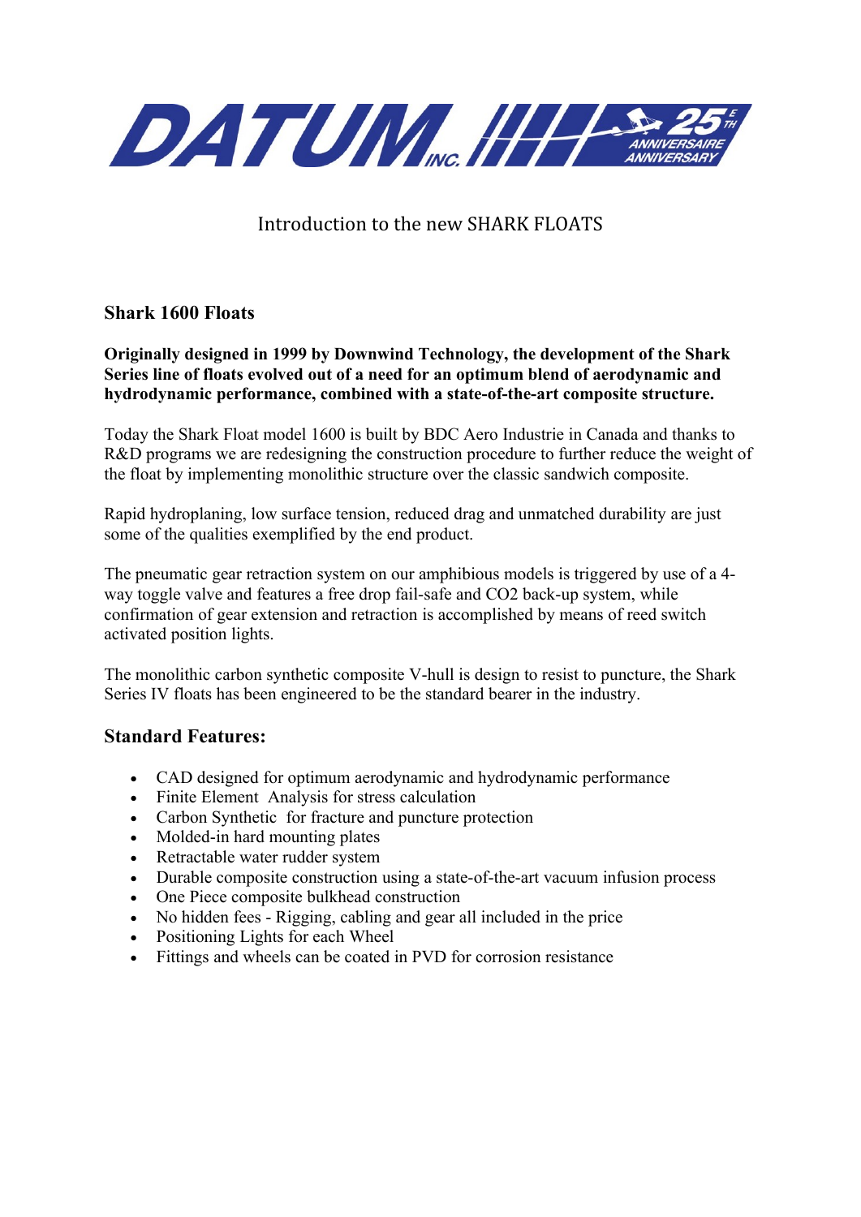DATUM INC. 25E ANNIVERSAIRE 25TH ANNIVERSARY

# Introduction to the new SHARK FLOATS

## Shark 1600 Floats

**Originally designed in 1999 by Downwind Technology, the development of the Shark Series line of floats evolved out of a need for an optimum blend of aerodynamic and hydrodynamic performance, combined with a state-of-the-art composite structure.**

Today the Shark Float model 1600 is built by BDC Aero Industrie in Canada and thanks to R&D programs we are redesigning the construction procedure to further reduce the weight of the float by implementing monolithic structure over the classic sandwich composite.

Rapid hydroplaning, low surface tension, reduced drag and unmatched durability are just some of the qualities exemplified by the end product.

The pneumatic gear retraction system on our amphibious models is triggered by use of a 4-way toggle valve and features a free drop fail-safe and $CO_2$ back-up system, while confirmation of gear extension and retraction is accomplished by means of reed switch activated position lights.

The monolithic carbon synthetic composite V-hull is design to resist to puncture, the Shark Series IV floats has been engineered to be the standard bearer in the industry.

## Standard Features:

- CAD designed for optimum aerodynamic and hydrodynamic performance
- Finite Element Analysis for stress calculation
- Carbon Synthetic for fracture and puncture protection
- Molded-in hard mounting plates
- Retractable water rudder system
- Durable composite construction using a state-of-the-art vacuum infusion process
- One Piece composite bulkhead construction
- No hidden fees - Rigging, cabling and gear all included in the price
- Positioning Lights for each Wheel
- Fittings and wheels can be coated in PVD for corrosion resistance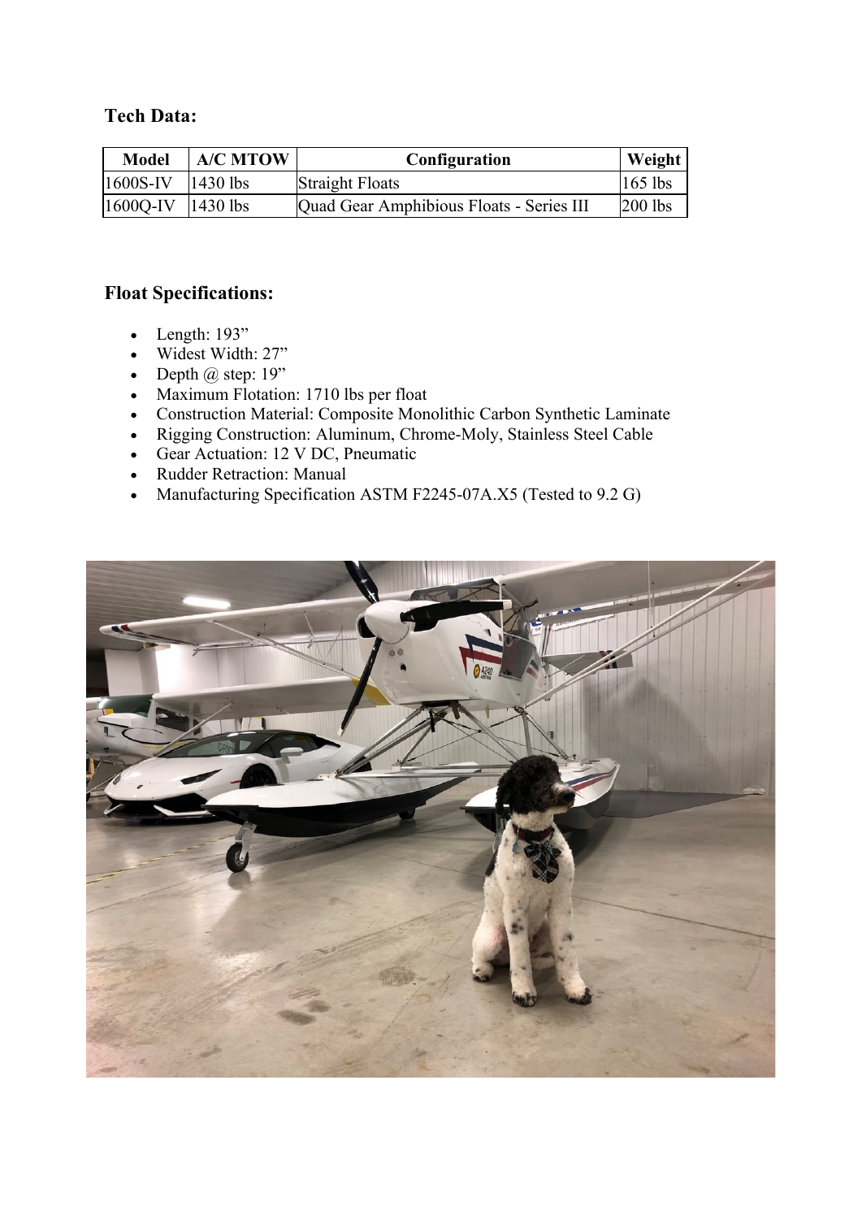**Tech Data:**

| Model | A/C MTOW | Configuration | Weight |
|---|---|---|---|
| 1600S-IV | 1430 lbs | Straight Floats | 165 lbs |
| 1600Q-IV | 1430 lbs | Quad Gear Amphibious Floats - Series III | 200 lbs |

**Float Specifications:**

- Length: 193”
- Widest Width: 27”
- Depth @ step: 19”
- Maximum Flotation: 1710 lbs per float
- Construction Material: Composite Monolithic Carbon Synthetic Laminate
- Rigging Construction: Aluminum, Chrome-Moly, Stainless Steel Cable
- Gear Actuation: 12 V DC, Pneumatic
- Rudder Retraction: Manual
- Manufacturing Specification ASTM F2245-07A.X5 (Tested to 9.2 G)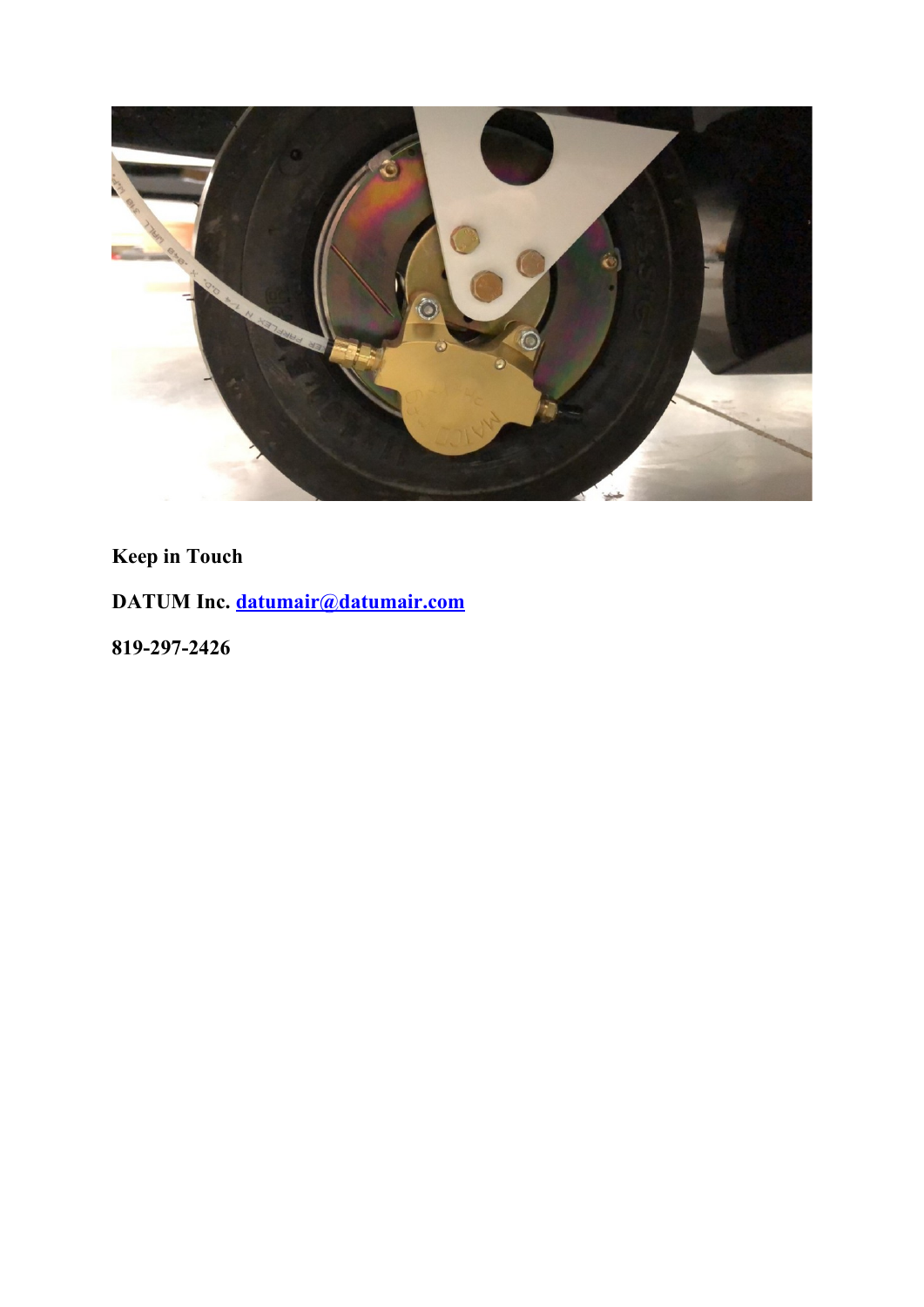**Keep in Touch**

**DATUM Inc. datumair@datumair.com**

**819-297-2426**